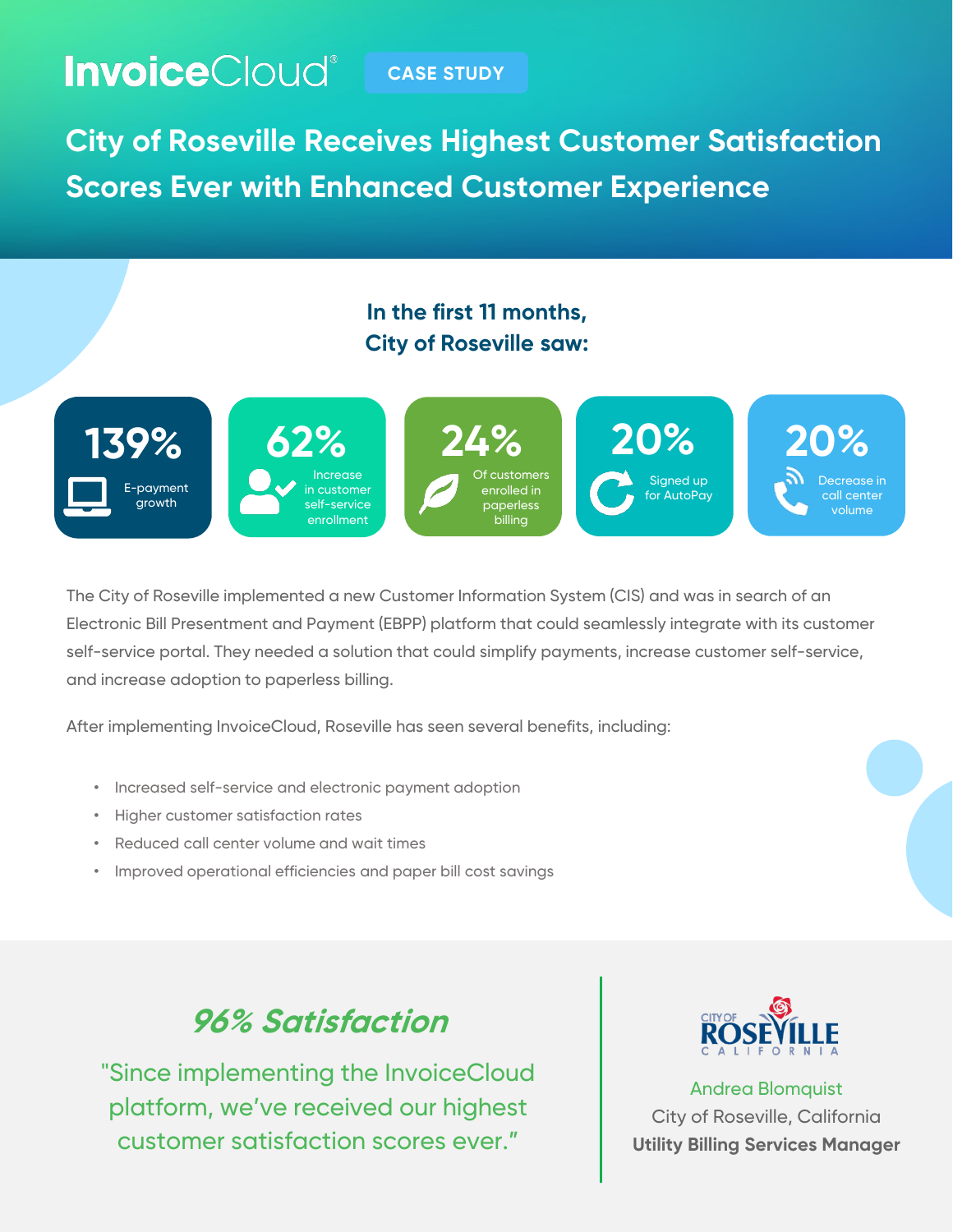InvoiceCloud® CASE STUDY

# City of Roseville Receives Highest Customer Satisfaction Scores Ever with Enhanced Customer Experience

## In the first 11 months, City of Roseville saw:

- **139%** E-payment growth
- **62%** Increase in customer self-service enrollment
- **24%** Of customers enrolled in paperless billing
- **20%** Signed up for AutoPay
- **20%** Decrease in call center volume

The City of Roseville implemented a new Customer Information System (CIS) and was in search of an Electronic Bill Presentment and Payment (EBPP) platform that could seamlessly integrate with its customer self-service portal. They needed a solution that could simplify payments, increase customer self-service, and increase adoption to paperless billing.

After implementing InvoiceCloud, Roseville has seen several benefits, including:

- Increased self-service and electronic payment adoption
- Higher customer satisfaction rates
- Reduced call center volume and wait times
- Improved operational efficiencies and paper bill cost savings

## *96% Satisfaction*

"Since implementing the InvoiceCloud platform, we've received our highest customer satisfaction scores ever."

CITY OF ROSEVILLE CALIFORNIA

Andrea Blomquist
City of Roseville, California
**Utility Billing Services Manager**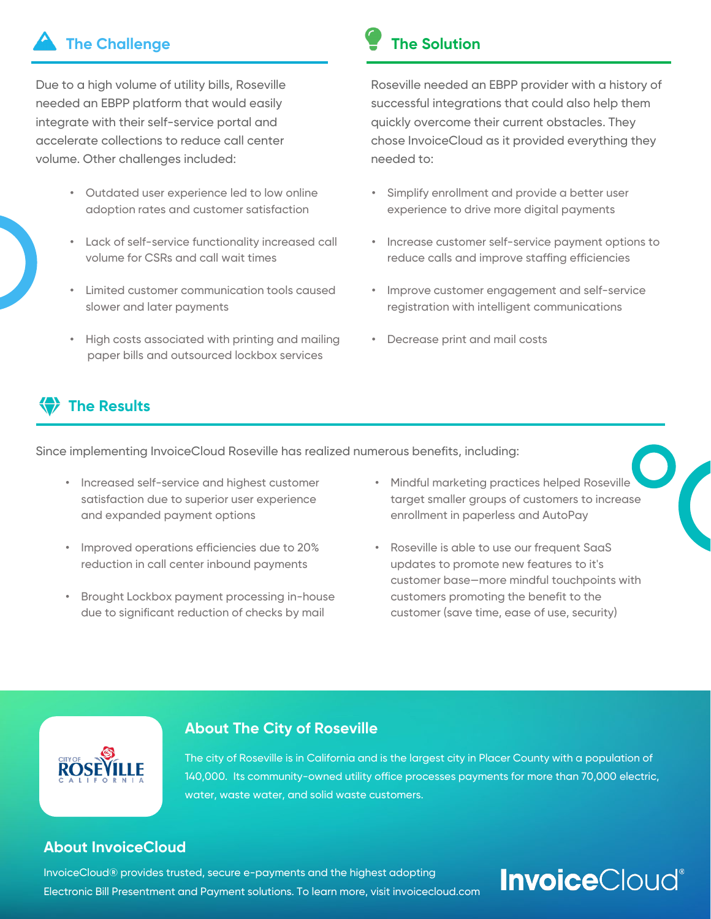## The Challenge

Due to a high volume of utility bills, Roseville needed an EBPP platform that would easily integrate with their self-service portal and accelerate collections to reduce call center volume. Other challenges included:

- Outdated user experience led to low online adoption rates and customer satisfaction
- Lack of self-service functionality increased call volume for CSRs and call wait times
- Limited customer communication tools caused slower and later payments
- High costs associated with printing and mailing paper bills and outsourced lockbox services

## The Solution

Roseville needed an EBPP provider with a history of successful integrations that could also help them quickly overcome their current obstacles. They chose InvoiceCloud as it provided everything they needed to:

- Simplify enrollment and provide a better user experience to drive more digital payments
- Increase customer self-service payment options to reduce calls and improve staffing efficiencies
- Improve customer engagement and self-service registration with intelligent communications
- Decrease print and mail costs

## The Results

Since implementing InvoiceCloud Roseville has realized numerous benefits, including:

- Increased self-service and highest customer satisfaction due to superior user experience and expanded payment options
- Improved operations efficiencies due to 20% reduction in call center inbound payments
- Brought Lockbox payment processing in-house due to significant reduction of checks by mail
- Mindful marketing practices helped Roseville target smaller groups of customers to increase enrollment in paperless and AutoPay
- Roseville is able to use our frequent SaaS updates to promote new features to it's customer base—more mindful touchpoints with customers promoting the benefit to the customer (save time, ease of use, security)

CITY OF ROSEVILLE CALIFORNIA

## About The City of Roseville

The city of Roseville is in California and is the largest city in Placer County with a population of 140,000. Its community-owned utility office processes payments for more than 70,000 electric, water, waste water, and solid waste customers.

## About InvoiceCloud

InvoiceCloud® provides trusted, secure e-payments and the highest adopting Electronic Bill Presentment and Payment solutions. To learn more, visit invoicecloud.com

InvoiceCloud®